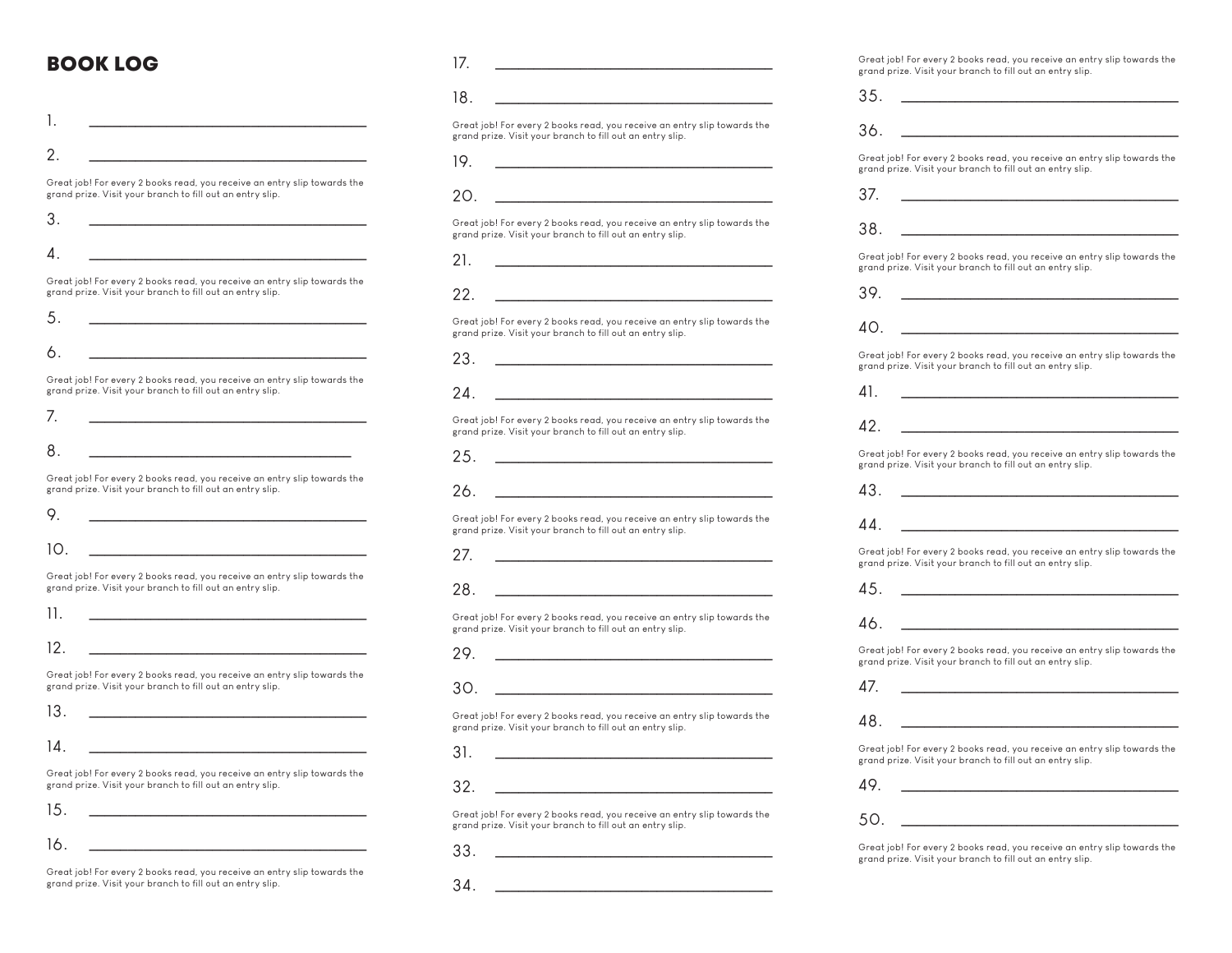## BOOK LOG

1. ________________________________

2. ________________________________

Great job! For every 2 books read, you receive an entry slip towards the grand prize. Visit your branch to fill out an entry slip.

3. ________________________________

4. ________________________________

Great job! For every 2 books read, you receive an entry slip towards the grand prize. Visit your branch to fill out an entry slip.

5. ________________________________

6. ________________________________

Great job! For every 2 books read, you receive an entry slip towards the grand prize. Visit your branch to fill out an entry slip.

7. ________________________________

8. ________________________________

Great job! For every 2 books read, you receive an entry slip towards the grand prize. Visit your branch to fill out an entry slip.

9. ________________________________

10. ________________________________

Great job! For every 2 books read, you receive an entry slip towards the grand prize. Visit your branch to fill out an entry slip.

11. ________________________________

12. ________________________________

Great job! For every 2 books read, you receive an entry slip towards the grand prize. Visit your branch to fill out an entry slip.

13. ________________________________

14. ________________________________

Great job! For every 2 books read, you receive an entry slip towards the grand prize. Visit your branch to fill out an entry slip.

15. ________________________________

16. ________________________________

Great job! For every 2 books read, you receive an entry slip towards the grand prize. Visit your branch to fill out an entry slip.

17. ________________________________

18. ________________________________

Great job! For every 2 books read, you receive an entry slip towards the grand prize. Visit your branch to fill out an entry slip.

19. ________________________________

20. ________________________________

Great job! For every 2 books read, you receive an entry slip towards the grand prize. Visit your branch to fill out an entry slip.

21. ________________________________

22. ________________________________

Great job! For every 2 books read, you receive an entry slip towards the grand prize. Visit your branch to fill out an entry slip.

23. ________________________________

24. ________________________________

Great job! For every 2 books read, you receive an entry slip towards the grand prize. Visit your branch to fill out an entry slip.

25. ________________________________

26. ________________________________

Great job! For every 2 books read, you receive an entry slip towards the grand prize. Visit your branch to fill out an entry slip.

27. ________________________________

28. ________________________________

Great job! For every 2 books read, you receive an entry slip towards the grand prize. Visit your branch to fill out an entry slip.

29. ________________________________

30. ________________________________

Great job! For every 2 books read, you receive an entry slip towards the grand prize. Visit your branch to fill out an entry slip.

31. ________________________________

32. ________________________________

Great job! For every 2 books read, you receive an entry slip towards the grand prize. Visit your branch to fill out an entry slip.

33. ________________________________

34. ________________________________

Great job! For every 2 books read, you receive an entry slip towards the grand prize. Visit your branch to fill out an entry slip.

35. ________________________________

36. ________________________________

Great job! For every 2 books read, you receive an entry slip towards the grand prize. Visit your branch to fill out an entry slip.

37. ________________________________

38. ________________________________

Great job! For every 2 books read, you receive an entry slip towards the grand prize. Visit your branch to fill out an entry slip.

39. ________________________________

40. ________________________________

Great job! For every 2 books read, you receive an entry slip towards the grand prize. Visit your branch to fill out an entry slip.

41. ________________________________

42. ________________________________

Great job! For every 2 books read, you receive an entry slip towards the grand prize. Visit your branch to fill out an entry slip.

43. ________________________________

44. ________________________________

Great job! For every 2 books read, you receive an entry slip towards the grand prize. Visit your branch to fill out an entry slip.

45. ________________________________

46. ________________________________

Great job! For every 2 books read, you receive an entry slip towards the grand prize. Visit your branch to fill out an entry slip.

47. ________________________________

48. ________________________________

Great job! For every 2 books read, you receive an entry slip towards the grand prize. Visit your branch to fill out an entry slip.

49. ________________________________

50. ________________________________

Great job! For every 2 books read, you receive an entry slip towards the grand prize. Visit your branch to fill out an entry slip.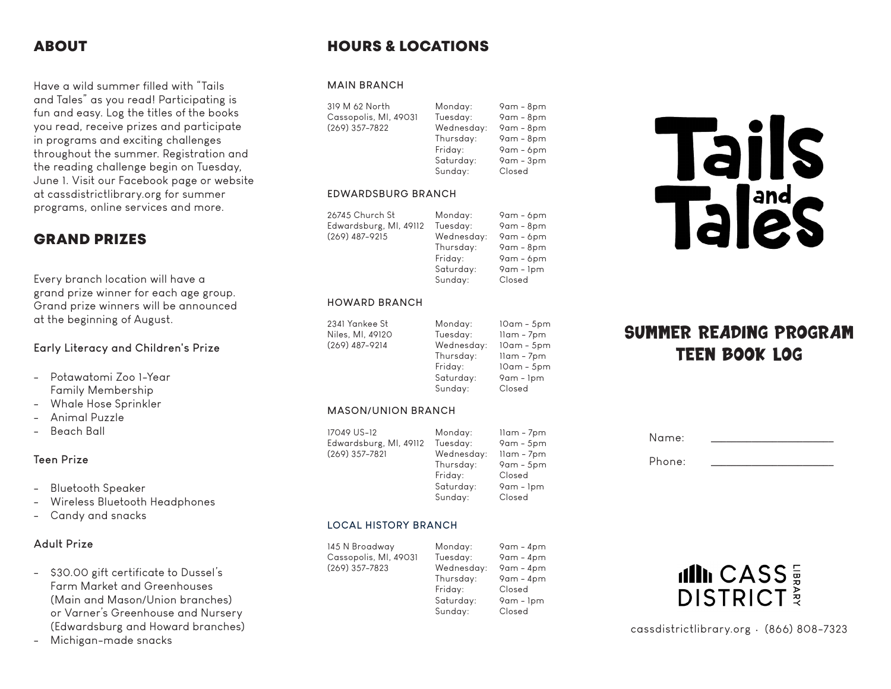## ABOUT

Have a wild summer filled with "Tails and Tales" as you read! Participating is fun and easy. Log the titles of the books you read, receive prizes and participate in programs and exciting challenges throughout the summer. Registration and the reading challenge begin on Tuesday, June 1. Visit our Facebook page or website at cassdistrictlibrary.org for summer programs, online services and more.

## GRAND PRIZES

Every branch location will have a grand prize winner for each age group. Grand prize winners will be announced at the beginning of August.

### Early Literacy and Children's Prize

- Potawatomi Zoo 1-Year Family Membership
- Whale Hose Sprinkler
- Animal Puzzle
- Beach Ball

### Teen Prize

- Bluetooth Speaker
- Wireless Bluetooth Headphones
- Candy and snacks

### Adult Prize

- $30.00 gift certificate to Dussel's Farm Market and Greenhouses (Main and Mason/Union branches) or Varner's Greenhouse and Nursery (Edwardsburg and Howard branches)
- Michigan-made snacks

## HOURS & LOCATIONS

### MAIN BRANCH

319 M 62 North
Cassopolis, MI, 49031
(269) 357-7822

| | |
|---|---|
| Monday: | 9am – 8pm |
| Tuesday: | 9am – 8pm |
| Wednesday: | 9am – 8pm |
| Thursday: | 9am – 8pm |
| Friday: | 9am – 6pm |
| Saturday: | 9am – 3pm |
| Sunday: | Closed |

### EDWARDSBURG BRANCH

26745 Church St
Edwardsburg, MI, 49112
(269) 487-9215

| | |
|---|---|
| Monday: | 9am – 6pm |
| Tuesday: | 9am – 8pm |
| Wednesday: | 9am – 6pm |
| Thursday: | 9am – 8pm |
| Friday: | 9am – 6pm |
| Saturday: | 9am – 1pm |
| Sunday: | Closed |

### HOWARD BRANCH

2341 Yankee St
Niles, MI, 49120
(269) 487-9214

| | |
|---|---|
| Monday: | 10am – 5pm |
| Tuesday: | 11am – 7pm |
| Wednesday: | 10am – 5pm |
| Thursday: | 11am – 7pm |
| Friday: | 10am – 5pm |
| Saturday: | 9am – 1pm |
| Sunday: | Closed |

### MASON/UNION BRANCH

17049 US-12
Edwardsburg, MI, 49112
(269) 357-7821

| | |
|---|---|
| Monday: | 11am – 7pm |
| Tuesday: | 9am – 5pm |
| Wednesday: | 11am – 7pm |
| Thursday: | 9am – 5pm |
| Friday: | Closed |
| Saturday: | 9am – 1pm |
| Sunday: | Closed |

### LOCAL HISTORY BRANCH

145 N Broadway
Cassopolis, MI, 49031
(269) 357-7823

| | |
|---|---|
| Monday: | 9am – 4pm |
| Tuesday: | 9am – 4pm |
| Wednesday: | 9am – 4pm |
| Thursday: | 9am – 4pm |
| Friday: | Closed |
| Saturday: | 9am – 1pm |
| Sunday: | Closed |

# Tails and Tales

## SUMMER READING PROGRAM TEEN BOOK LOG

Name: ____________________

Phone: ____________________

CASS DISTRICT LIBRARY

cassdistrictlibrary.org · (866) 808-7323